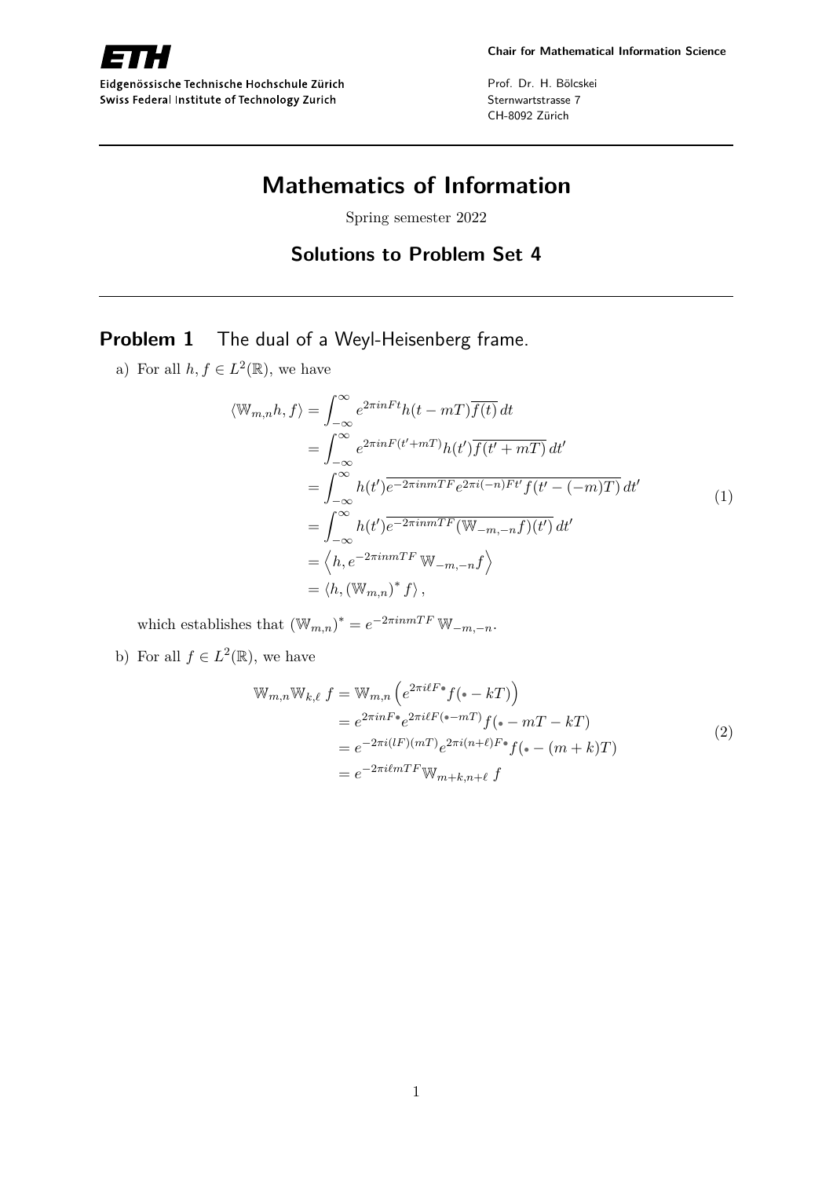# Mathematics of Information

Spring semester 2022

## Solutions to Problem Set 4

## Problem 1 The dual of a Weyl-Heisenberg frame.

a) For all $h, f \in L^2(\mathbb{R})$, we have

$$
\begin{aligned}
\langle \mathbb{W}_{m,n} h, f \rangle &= \int_{-\infty}^{\infty} e^{2\pi i n F t} h(t - mT) \overline{f(t)} \, dt \\
&= \int_{-\infty}^{\infty} e^{2\pi i n F (t' + mT)} h(t') \overline{f(t' + mT)} \, dt' \\
&= \int_{-\infty}^{\infty} h(t') \overline{e^{-2\pi i n m T F} e^{2\pi i (-n) F t'} f(t' - (-m)T)} \, dt' \\
&= \int_{-\infty}^{\infty} h(t') \overline{e^{-2\pi i n m T F} (\mathbb{W}_{-m,-n} f)(t')} \, dt' \\
&= \left\langle h, e^{-2\pi i n m T F} \, \mathbb{W}_{-m,-n} f \right\rangle \\
&= \langle h, (\mathbb{W}_{m,n})^* f \rangle ,
\end{aligned}
\tag{1}
$$

which establishes that $(\mathbb{W}_{m,n})^* = e^{-2\pi i n m T F} \, \mathbb{W}_{-m,-n}$.

b) For all $f \in L^2(\mathbb{R})$, we have

$$
\begin{aligned}
\mathbb{W}_{m,n} \mathbb{W}_{k,\ell} \, f &= \mathbb{W}_{m,n} \left( e^{2\pi i \ell F \bullet} f(\bullet - kT) \right) \\
&= e^{2\pi i n F \bullet} e^{2\pi i \ell F (\bullet - mT)} f(\bullet - mT - kT) \\
&= e^{-2\pi i (lF)(mT)} e^{2\pi i (n+\ell) F \bullet} f(\bullet - (m+k)T) \\
&= e^{-2\pi i \ell m T F} \mathbb{W}_{m+k, n+\ell} \, f
\end{aligned}
\tag{2}
$$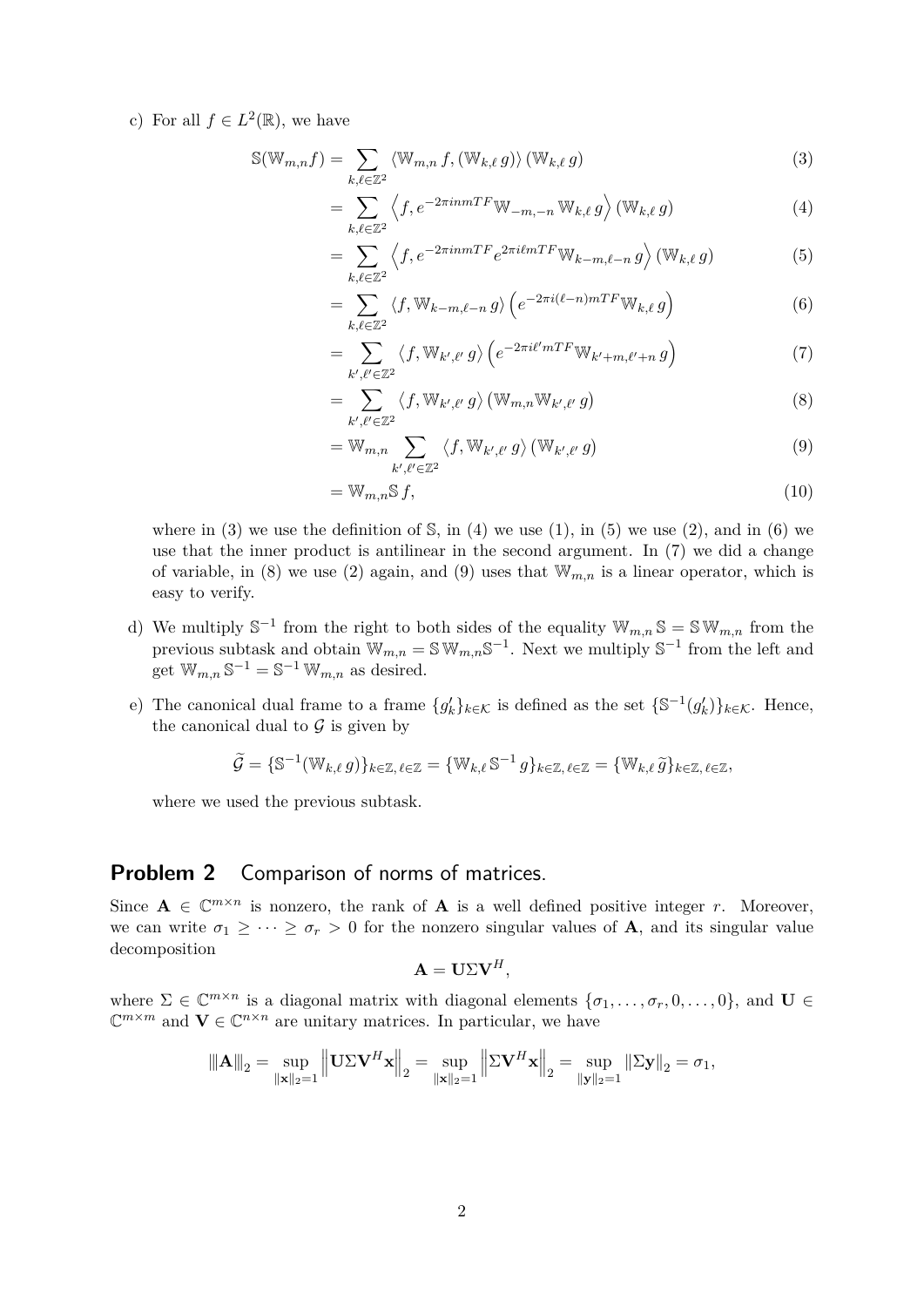c) For all $f \in L^2(\mathbb{R})$, we have

$$\begin{aligned}
\mathbb{S}(\mathbb{W}_{m,n} f) &= \sum_{k,\ell \in \mathbb{Z}^2} \langle \mathbb{W}_{m,n}\, f, (\mathbb{W}_{k,\ell}\, g) \rangle \, (\mathbb{W}_{k,\ell}\, g) && (3)\\
&= \sum_{k,\ell \in \mathbb{Z}^2} \left\langle f, e^{-2\pi i n m T F} \mathbb{W}_{-m,-n}\, \mathbb{W}_{k,\ell}\, g \right\rangle (\mathbb{W}_{k,\ell}\, g) && (4)\\
&= \sum_{k,\ell \in \mathbb{Z}^2} \left\langle f, e^{-2\pi i n m T F} e^{2\pi i \ell m T F} \mathbb{W}_{k-m,\ell-n}\, g \right\rangle (\mathbb{W}_{k,\ell}\, g) && (5)\\
&= \sum_{k,\ell \in \mathbb{Z}^2} \langle f, \mathbb{W}_{k-m,\ell-n}\, g \rangle \left( e^{-2\pi i (\ell - n) m T F} \mathbb{W}_{k,\ell}\, g \right) && (6)\\
&= \sum_{k',\ell' \in \mathbb{Z}^2} \langle f, \mathbb{W}_{k',\ell'}\, g \rangle \left( e^{-2\pi i \ell' m T F} \mathbb{W}_{k'+m,\ell'+n}\, g \right) && (7)\\
&= \sum_{k',\ell' \in \mathbb{Z}^2} \langle f, \mathbb{W}_{k',\ell'}\, g \rangle \left( \mathbb{W}_{m,n} \mathbb{W}_{k',\ell'}\, g \right) && (8)\\
&= \mathbb{W}_{m,n} \sum_{k',\ell' \in \mathbb{Z}^2} \langle f, \mathbb{W}_{k',\ell'}\, g \rangle \left( \mathbb{W}_{k',\ell'}\, g \right) && (9)\\
&= \mathbb{W}_{m,n} \mathbb{S}\, f, && (10)
\end{aligned}$$

where in (3) we use the definition of $\mathbb{S}$, in (4) we use (1), in (5) we use (2), and in (6) we use that the inner product is antilinear in the second argument. In (7) we did a change of variable, in (8) we use (2) again, and (9) uses that $\mathbb{W}_{m,n}$ is a linear operator, which is easy to verify.

d) We multiply $\mathbb{S}^{-1}$ from the right to both sides of the equality $\mathbb{W}_{m,n}\, \mathbb{S} = \mathbb{S}\, \mathbb{W}_{m,n}$ from the previous subtask and obtain $\mathbb{W}_{m,n} = \mathbb{S}\, \mathbb{W}_{m,n} \mathbb{S}^{-1}$. Next we multiply $\mathbb{S}^{-1}$ from the left and get $\mathbb{W}_{m,n}\, \mathbb{S}^{-1} = \mathbb{S}^{-1}\, \mathbb{W}_{m,n}$ as desired.

e) The canonical dual frame to a frame $\{g'_k\}_{k \in \mathcal{K}}$ is defined as the set $\{\mathbb{S}^{-1}(g'_k)\}_{k \in \mathcal{K}}$. Hence, the canonical dual to $\mathcal{G}$ is given by

$$\widetilde{\mathcal{G}} = \{\mathbb{S}^{-1}(\mathbb{W}_{k,\ell}\, g)\}_{k \in \mathbb{Z},\, \ell \in \mathbb{Z}} = \{\mathbb{W}_{k,\ell}\, \mathbb{S}^{-1}\, g\}_{k \in \mathbb{Z},\, \ell \in \mathbb{Z}} = \{\mathbb{W}_{k,\ell}\, \widetilde{g}\}_{k \in \mathbb{Z},\, \ell \in \mathbb{Z}},$$

where we used the previous subtask.

## Problem 2 Comparison of norms of matrices.

Since $\mathbf{A} \in \mathbb{C}^{m \times n}$ is nonzero, the rank of $\mathbf{A}$ is a well defined positive integer $r$. Moreover, we can write $\sigma_1 \geq \cdots \geq \sigma_r > 0$ for the nonzero singular values of $\mathbf{A}$, and its singular value decomposition

$$\mathbf{A} = \mathbf{U} \Sigma \mathbf{V}^H,$$

where $\Sigma \in \mathbb{C}^{m \times n}$ is a diagonal matrix with diagonal elements $\{\sigma_1, \ldots, \sigma_r, 0, \ldots, 0\}$, and $\mathbf{U} \in \mathbb{C}^{m \times m}$ and $\mathbf{V} \in \mathbb{C}^{n \times n}$ are unitary matrices. In particular, we have

$$|||\mathbf{A}|||_2 = \sup_{\|\mathbf{x}\|_2 = 1} \left\| \mathbf{U} \Sigma \mathbf{V}^H \mathbf{x} \right\|_2 = \sup_{\|\mathbf{x}\|_2 = 1} \left\| \Sigma \mathbf{V}^H \mathbf{x} \right\|_2 = \sup_{\|\mathbf{y}\|_2 = 1} \|\Sigma \mathbf{y}\|_2 = \sigma_1,$$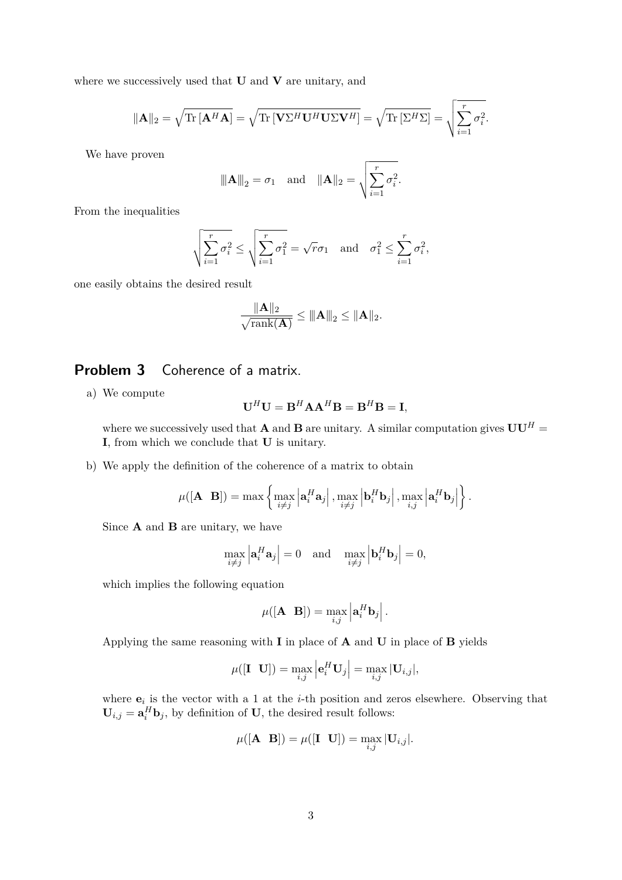where we successively used that $\mathbf{U}$ and $\mathbf{V}$ are unitary, and

$$\|\mathbf{A}\|_2 = \sqrt{\text{Tr}\left[\mathbf{A}^H\mathbf{A}\right]} = \sqrt{\text{Tr}\left[\mathbf{V}\Sigma^H\mathbf{U}^H\mathbf{U}\Sigma\mathbf{V}^H\right]} = \sqrt{\text{Tr}\left[\Sigma^H\Sigma\right]} = \sqrt{\sum_{i=1}^{r}\sigma_i^2}.$$

We have proven

$$\|\!|\mathbf{A}\|\!|_2 = \sigma_1 \quad \text{and} \quad \|\mathbf{A}\|_2 = \sqrt{\sum_{i=1}^{r}\sigma_i^2}.$$

From the inequalities

$$\sqrt{\sum_{i=1}^{r}\sigma_i^2} \leq \sqrt{\sum_{i=1}^{r}\sigma_1^2} = \sqrt{r}\sigma_1 \quad \text{and} \quad \sigma_1^2 \leq \sum_{i=1}^{r}\sigma_i^2,$$

one easily obtains the desired result

$$\frac{\|\mathbf{A}\|_2}{\sqrt{\text{rank}(\mathbf{A})}} \leq \|\!|\mathbf{A}\|\!|_2 \leq \|\mathbf{A}\|_2.$$

## Problem 3 Coherence of a matrix.

a) We compute

$$\mathbf{U}^H\mathbf{U} = \mathbf{B}^H\mathbf{A}\mathbf{A}^H\mathbf{B} = \mathbf{B}^H\mathbf{B} = \mathbf{I},$$

where we successively used that $\mathbf{A}$ and $\mathbf{B}$ are unitary. A similar computation gives $\mathbf{U}\mathbf{U}^H = \mathbf{I}$, from which we conclude that $\mathbf{U}$ is unitary.

b) We apply the definition of the coherence of a matrix to obtain

$$\mu([\mathbf{A} \;\; \mathbf{B}]) = \max\left\{\max_{i\neq j}\left|\mathbf{a}_i^H\mathbf{a}_j\right|, \max_{i\neq j}\left|\mathbf{b}_i^H\mathbf{b}_j\right|, \max_{i,j}\left|\mathbf{a}_i^H\mathbf{b}_j\right|\right\}.$$

Since $\mathbf{A}$ and $\mathbf{B}$ are unitary, we have

$$\max_{i\neq j}\left|\mathbf{a}_i^H\mathbf{a}_j\right| = 0 \quad \text{and} \quad \max_{i\neq j}\left|\mathbf{b}_i^H\mathbf{b}_j\right| = 0,$$

which implies the following equation

$$\mu([\mathbf{A} \;\; \mathbf{B}]) = \max_{i,j}\left|\mathbf{a}_i^H\mathbf{b}_j\right|.$$

Applying the same reasoning with $\mathbf{I}$ in place of $\mathbf{A}$ and $\mathbf{U}$ in place of $\mathbf{B}$ yields

$$\mu([\mathbf{I} \;\; \mathbf{U}]) = \max_{i,j}\left|\mathbf{e}_i^H\mathbf{U}_j\right| = \max_{i,j}|\mathbf{U}_{i,j}|,$$

where $\mathbf{e}_i$ is the vector with a 1 at the $i$-th position and zeros elsewhere. Observing that $\mathbf{U}_{i,j} = \mathbf{a}_i^H\mathbf{b}_j$, by definition of $\mathbf{U}$, the desired result follows:

$$\mu([\mathbf{A} \;\; \mathbf{B}]) = \mu([\mathbf{I} \;\; \mathbf{U}]) = \max_{i,j}|\mathbf{U}_{i,j}|.$$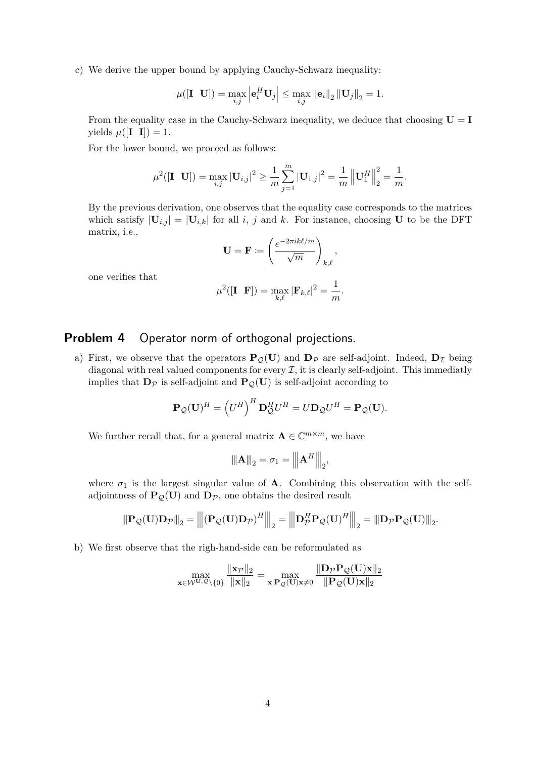c) We derive the upper bound by applying Cauchy-Schwarz inequality:

$$\mu([\mathbf{I} \;\; \mathbf{U}]) = \max_{i,j} \left| \mathbf{e}_i^H \mathbf{U}_j \right| \leq \max_{i,j} \|\mathbf{e}_i\|_2 \|\mathbf{U}_j\|_2 = 1.$$

From the equality case in the Cauchy-Schwarz inequality, we deduce that choosing $\mathbf{U} = \mathbf{I}$ yields $\mu([\mathbf{I} \;\; \mathbf{I}]) = 1$.

For the lower bound, we proceed as follows:

$$\mu^2([\mathbf{I} \;\; \mathbf{U}]) = \max_{i,j} |\mathbf{U}_{i,j}|^2 \geq \frac{1}{m} \sum_{j=1}^{m} |\mathbf{U}_{1,j}|^2 = \frac{1}{m} \left\| \mathbf{U}_1^H \right\|_2^2 = \frac{1}{m}.$$

By the previous derivation, one observes that the equality case corresponds to the matrices which satisfy $|\mathbf{U}_{i,j}| = |\mathbf{U}_{i,k}|$ for all $i$, $j$ and $k$. For instance, choosing $\mathbf{U}$ to be the DFT matrix, i.e.,

$$\mathbf{U} = \mathbf{F} := \left( \frac{e^{-2\pi i k \ell / m}}{\sqrt{m}} \right)_{k,\ell},$$

one verifies that

$$\mu^2([\mathbf{I} \;\; \mathbf{F}]) = \max_{k,\ell} |\mathbf{F}_{k,\ell}|^2 = \frac{1}{m}.$$

## Problem 4 Operator norm of orthogonal projections.

a) First, we observe that the operators $\mathbf{P}_{\mathcal{Q}}(\mathbf{U})$ and $\mathbf{D}_{\mathcal{P}}$ are self-adjoint. Indeed, $\mathbf{D}_{\mathcal{I}}$ being diagonal with real valued components for every $\mathcal{I}$, it is clearly self-adjoint. This immediatly implies that $\mathbf{D}_{\mathcal{P}}$ is self-adjoint and $\mathbf{P}_{\mathcal{Q}}(\mathbf{U})$ is self-adjoint according to

$$\mathbf{P}_{\mathcal{Q}}(\mathbf{U})^H = \left(U^H\right)^H \mathbf{D}_{\mathcal{Q}}^H U^H = U \mathbf{D}_{\mathcal{Q}} U^H = \mathbf{P}_{\mathcal{Q}}(\mathbf{U}).$$

We further recall that, for a general matrix $\mathbf{A} \in \mathbb{C}^{m \times m}$, we have

$$|||\mathbf{A}|||_2 = \sigma_1 = \left|\left|\left| \mathbf{A}^H \right|\right|\right|_2,$$

where $\sigma_1$ is the largest singular value of $\mathbf{A}$. Combining this observation with the self-adjointness of $\mathbf{P}_{\mathcal{Q}}(\mathbf{U})$ and $\mathbf{D}_{\mathcal{P}}$, one obtains the desired result

$$|||\mathbf{P}_{\mathcal{Q}}(\mathbf{U})\mathbf{D}_{\mathcal{P}}|||_2 = \left|\left|\left| (\mathbf{P}_{\mathcal{Q}}(\mathbf{U})\mathbf{D}_{\mathcal{P}})^H \right|\right|\right|_2 = \left|\left|\left| \mathbf{D}_{\mathcal{P}}^H \mathbf{P}_{\mathcal{Q}}(\mathbf{U})^H \right|\right|\right|_2 = |||\mathbf{D}_{\mathcal{P}}\mathbf{P}_{\mathcal{Q}}(\mathbf{U})|||_2.$$

b) We first observe that the righ-hand-side can be reformulated as

$$\max_{\mathbf{x} \in \mathcal{W}^{\mathbf{U},\mathcal{Q}} \setminus \{0\}} \frac{\|\mathbf{x}_{\mathcal{P}}\|_2}{\|\mathbf{x}\|_2} = \max_{\mathbf{x} | \mathbf{P}_{\mathcal{Q}}(\mathbf{U})\mathbf{x} \neq 0} \frac{\|\mathbf{D}_{\mathcal{P}}\mathbf{P}_{\mathcal{Q}}(\mathbf{U})\mathbf{x}\|_2}{\|\mathbf{P}_{\mathcal{Q}}(\mathbf{U})\mathbf{x}\|_2}$$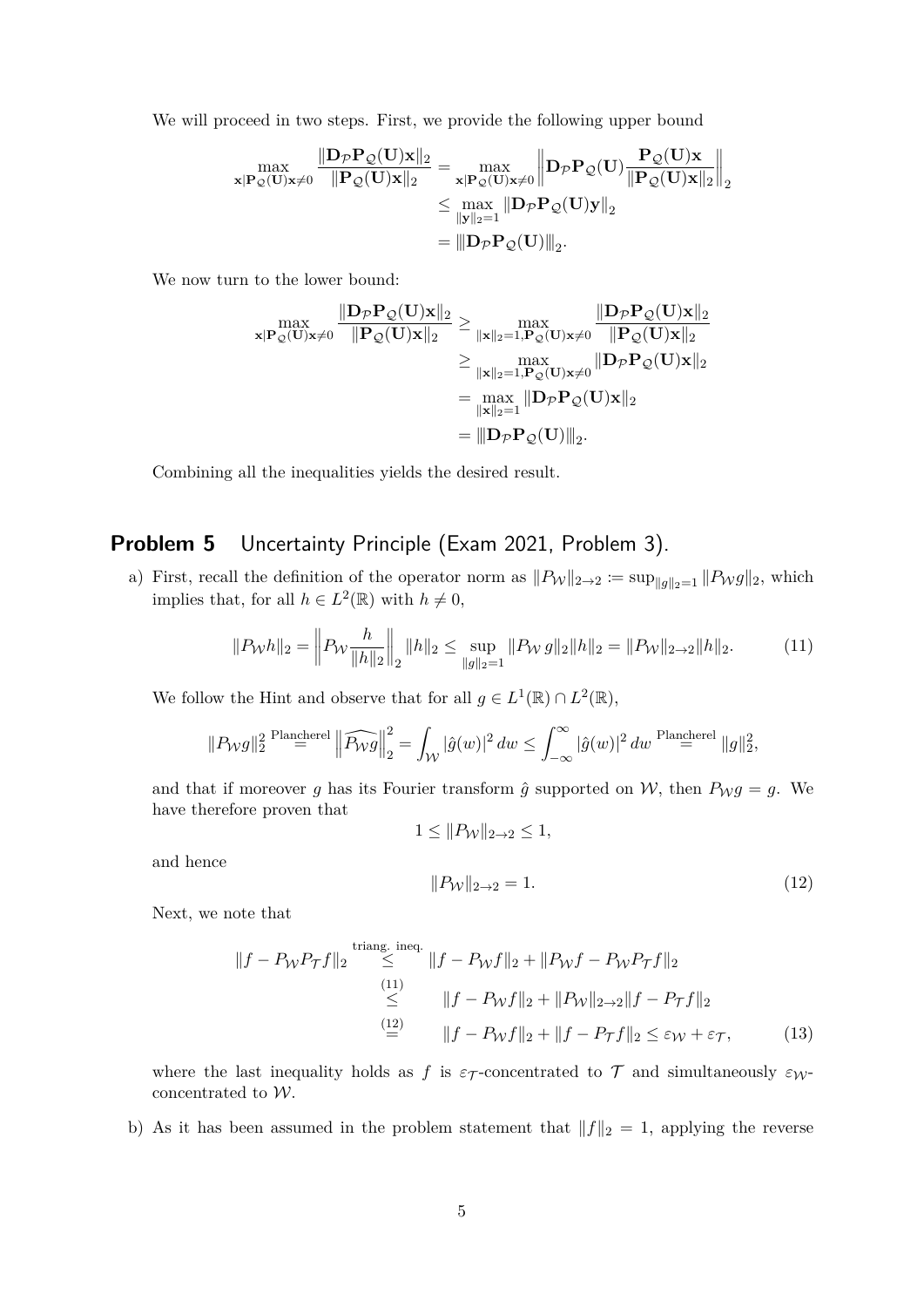We will proceed in two steps. First, we provide the following upper bound

$$
\begin{aligned}
\max_{\mathbf{x}|\mathbf{P}_{\mathcal{Q}}(\mathbf{U})\mathbf{x}\neq 0} \frac{\|\mathbf{D}_{\mathcal{P}}\mathbf{P}_{\mathcal{Q}}(\mathbf{U})\mathbf{x}\|_2}{\|\mathbf{P}_{\mathcal{Q}}(\mathbf{U})\mathbf{x}\|_2} &= \max_{\mathbf{x}|\mathbf{P}_{\mathcal{Q}}(\mathbf{U})\mathbf{x}\neq 0} \left\| \mathbf{D}_{\mathcal{P}}\mathbf{P}_{\mathcal{Q}}(\mathbf{U}) \frac{\mathbf{P}_{\mathcal{Q}}(\mathbf{U})\mathbf{x}}{\|\mathbf{P}_{\mathcal{Q}}(\mathbf{U})\mathbf{x}\|_2} \right\|_2 \\
&\leq \max_{\|\mathbf{y}\|_2=1} \|\mathbf{D}_{\mathcal{P}}\mathbf{P}_{\mathcal{Q}}(\mathbf{U})\mathbf{y}\|_2 \\
&= \|\!|\!|\mathbf{D}_{\mathcal{P}}\mathbf{P}_{\mathcal{Q}}(\mathbf{U})|\!|\!|_2.
\end{aligned}
$$

We now turn to the lower bound:

$$
\begin{aligned}
\max_{\mathbf{x}|\mathbf{P}_{\mathcal{Q}}(\mathbf{U})\mathbf{x}\neq 0} \frac{\|\mathbf{D}_{\mathcal{P}}\mathbf{P}_{\mathcal{Q}}(\mathbf{U})\mathbf{x}\|_2}{\|\mathbf{P}_{\mathcal{Q}}(\mathbf{U})\mathbf{x}\|_2} &\geq \max_{\|\mathbf{x}\|_2=1, \mathbf{P}_{\mathcal{Q}}(\mathbf{U})\mathbf{x}\neq 0} \frac{\|\mathbf{D}_{\mathcal{P}}\mathbf{P}_{\mathcal{Q}}(\mathbf{U})\mathbf{x}\|_2}{\|\mathbf{P}_{\mathcal{Q}}(\mathbf{U})\mathbf{x}\|_2} \\
&\geq \max_{\|\mathbf{x}\|_2=1, \mathbf{P}_{\mathcal{Q}}(\mathbf{U})\mathbf{x}\neq 0} \|\mathbf{D}_{\mathcal{P}}\mathbf{P}_{\mathcal{Q}}(\mathbf{U})\mathbf{x}\|_2 \\
&= \max_{\|\mathbf{x}\|_2=1} \|\mathbf{D}_{\mathcal{P}}\mathbf{P}_{\mathcal{Q}}(\mathbf{U})\mathbf{x}\|_2 \\
&= \|\!|\!|\mathbf{D}_{\mathcal{P}}\mathbf{P}_{\mathcal{Q}}(\mathbf{U})|\!|\!|_2.
\end{aligned}
$$

Combining all the inequalities yields the desired result.

## Problem 5 Uncertainty Principle (Exam 2021, Problem 3).

a) First, recall the definition of the operator norm as $\|P_{\mathcal{W}}\|_{2\to 2} := \sup_{\|g\|_2=1} \|P_{\mathcal{W}} g\|_2$, which implies that, for all $h \in L^2(\mathbb{R})$ with $h \neq 0$,

$$
\|P_{\mathcal{W}} h\|_2 = \left\| P_{\mathcal{W}} \frac{h}{\|h\|_2} \right\|_2 \|h\|_2 \leq \sup_{\|g\|_2=1} \|P_{\mathcal{W}}\, g\|_2 \|h\|_2 = \|P_{\mathcal{W}}\|_{2\to 2} \|h\|_2. \tag{11}
$$

We follow the Hint and observe that for all $g \in L^1(\mathbb{R}) \cap L^2(\mathbb{R})$,

$$
\|P_{\mathcal{W}} g\|_2^2 \overset{\text{Plancherel}}{=} \left\| \widehat{P_{\mathcal{W}} g} \right\|_2^2 = \int_{\mathcal{W}} |\hat{g}(w)|^2 \, dw \leq \int_{-\infty}^{\infty} |\hat{g}(w)|^2 \, dw \overset{\text{Plancherel}}{=} \|g\|_2^2,
$$

and that if moreover $g$ has its Fourier transform $\hat{g}$ supported on $\mathcal{W}$, then $P_{\mathcal{W}} g = g$. We have therefore proven that

$$
1 \leq \|P_{\mathcal{W}}\|_{2\to 2} \leq 1,
$$

and hence

$$
\|P_{\mathcal{W}}\|_{2\to 2} = 1. \tag{12}
$$

Next, we note that

$$
\begin{aligned}
\|f - P_{\mathcal{W}} P_{\mathcal{T}} f\|_2 &\overset{\text{triang. ineq.}}{\leq} \|f - P_{\mathcal{W}} f\|_2 + \|P_{\mathcal{W}} f - P_{\mathcal{W}} P_{\mathcal{T}} f\|_2 \\
&\overset{(11)}{\leq} \|f - P_{\mathcal{W}} f\|_2 + \|P_{\mathcal{W}}\|_{2\to 2} \|f - P_{\mathcal{T}} f\|_2 \\
&\overset{(12)}{=} \|f - P_{\mathcal{W}} f\|_2 + \|f - P_{\mathcal{T}} f\|_2 \leq \varepsilon_{\mathcal{W}} + \varepsilon_{\mathcal{T}},
\end{aligned} \tag{13}
$$

where the last inequality holds as $f$ is $\varepsilon_{\mathcal{T}}$-concentrated to $\mathcal{T}$ and simultaneously $\varepsilon_{\mathcal{W}}$-concentrated to $\mathcal{W}$.

b) As it has been assumed in the problem statement that $\|f\|_2 = 1$, applying the reverse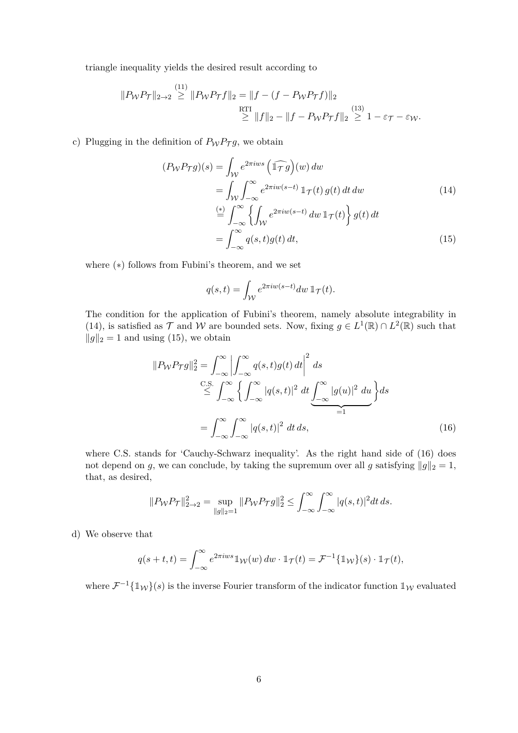triangle inequality yields the desired result according to

$$
\begin{aligned}
\|P_{\mathcal{W}} P_{\mathcal{T}}\|_{2\to 2} \overset{(11)}{\geq} \|P_{\mathcal{W}} P_{\mathcal{T}} f\|_2 &= \|f - (f - P_{\mathcal{W}} P_{\mathcal{T}} f)\|_2 \\
&\overset{\text{RTI}}{\geq} \|f\|_2 - \|f - P_{\mathcal{W}} P_{\mathcal{T}} f\|_2 \overset{(13)}{\geq} 1 - \varepsilon_{\mathcal{T}} - \varepsilon_{\mathcal{W}}.
\end{aligned}
$$

c) Plugging in the definition of $P_{\mathcal{W}} P_{\mathcal{T}} g$, we obtain

$$
\begin{aligned}
(P_{\mathcal{W}} P_{\mathcal{T}} g)(s) &= \int_{\mathcal{W}} e^{2\pi i w s} \left(\widehat{\mathbb{1}_{\mathcal{T}} g}\right)(w)\, dw \\
&= \int_{\mathcal{W}} \int_{-\infty}^{\infty} e^{2\pi i w (s-t)}\, \mathbb{1}_{\mathcal{T}}(t)\, g(t)\, dt\, dw \qquad (14) \\
&\overset{(*)}{=} \int_{-\infty}^{\infty} \left\{ \int_{\mathcal{W}} e^{2\pi i w(s-t)}\, dw\, \mathbb{1}_{\mathcal{T}}(t) \right\} g(t)\, dt \\
&= \int_{-\infty}^{\infty} q(s,t) g(t)\, dt, \qquad (15)
\end{aligned}
$$

where $(*)$ follows from Fubini's theorem, and we set

$$
q(s,t) = \int_{\mathcal{W}} e^{2\pi i w(s-t)} dw\, \mathbb{1}_{\mathcal{T}}(t).
$$

The condition for the application of Fubini's theorem, namely absolute integrability in (14), is satisfied as $\mathcal{T}$ and $\mathcal{W}$ are bounded sets. Now, fixing $g \in L^1(\mathbb{R}) \cap L^2(\mathbb{R})$ such that $\|g\|_2 = 1$ and using (15), we obtain

$$
\begin{aligned}
\|P_{\mathcal{W}} P_{\mathcal{T}} g\|_2^2 &= \int_{-\infty}^{\infty} \left| \int_{-\infty}^{\infty} q(s,t) g(t)\, dt \right|^2 ds \\
&\overset{\text{C.S.}}{\leq} \int_{-\infty}^{\infty} \left\{ \int_{-\infty}^{\infty} |q(s,t)|^2\, dt \underbrace{\int_{-\infty}^{\infty} |g(u)|^2\, du}_{=1} \right\} ds \\
&= \int_{-\infty}^{\infty} \int_{-\infty}^{\infty} |q(s,t)|^2\, dt\, ds, \qquad (16)
\end{aligned}
$$

where C.S. stands for 'Cauchy-Schwarz inequality'. As the right hand side of (16) does not depend on $g$, we can conclude, by taking the supremum over all $g$ satisfying $\|g\|_2 = 1$, that, as desired,

$$
\|P_{\mathcal{W}} P_{\mathcal{T}}\|_{2\to 2}^2 = \sup_{\|g\|_2 = 1} \|P_{\mathcal{W}} P_{\mathcal{T}} g\|_2^2 \leq \int_{-\infty}^{\infty} \int_{-\infty}^{\infty} |q(s,t)|^2 dt\, ds.
$$

d) We observe that

$$
q(s+t, t) = \int_{-\infty}^{\infty} e^{2\pi i w s} \mathbb{1}_{\mathcal{W}}(w)\, dw \cdot \mathbb{1}_{\mathcal{T}}(t) = \mathcal{F}^{-1}\{\mathbb{1}_{\mathcal{W}}\}(s) \cdot \mathbb{1}_{\mathcal{T}}(t),
$$

where $\mathcal{F}^{-1}\{\mathbb{1}_{\mathcal{W}}\}(s)$ is the inverse Fourier transform of the indicator function $\mathbb{1}_{\mathcal{W}}$ evaluated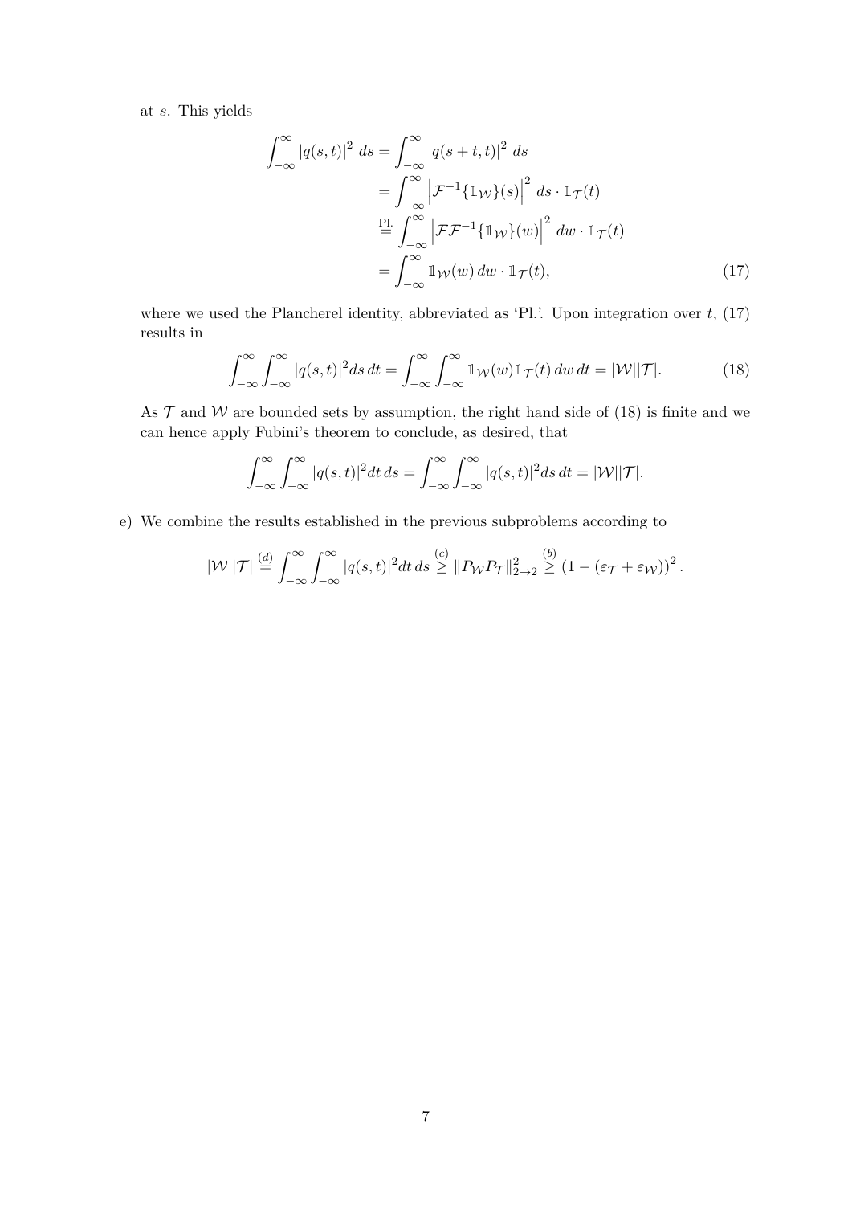at $s$. This yields

$$
\begin{aligned}
\int_{-\infty}^{\infty} |q(s,t)|^2 \, ds &= \int_{-\infty}^{\infty} |q(s+t,t)|^2 \, ds \\
&= \int_{-\infty}^{\infty} \left| \mathcal{F}^{-1}\{\mathbb{1}_{\mathcal{W}}\}(s) \right|^2 \, ds \cdot \mathbb{1}_{\mathcal{T}}(t) \\
&\overset{\text{Pl.}}{=} \int_{-\infty}^{\infty} \left| \mathcal{F}\mathcal{F}^{-1}\{\mathbb{1}_{\mathcal{W}}\}(w) \right|^2 \, dw \cdot \mathbb{1}_{\mathcal{T}}(t) \\
&= \int_{-\infty}^{\infty} \mathbb{1}_{\mathcal{W}}(w) \, dw \cdot \mathbb{1}_{\mathcal{T}}(t), \qquad (17)
\end{aligned}
$$

where we used the Plancherel identity, abbreviated as 'Pl.'. Upon integration over $t$, (17) results in

$$
\int_{-\infty}^{\infty} \int_{-\infty}^{\infty} |q(s,t)|^2 ds \, dt = \int_{-\infty}^{\infty} \int_{-\infty}^{\infty} \mathbb{1}_{\mathcal{W}}(w) \mathbb{1}_{\mathcal{T}}(t) \, dw \, dt = |\mathcal{W}||\mathcal{T}|. \qquad (18)
$$

As $\mathcal{T}$ and $\mathcal{W}$ are bounded sets by assumption, the right hand side of (18) is finite and we can hence apply Fubini's theorem to conclude, as desired, that

$$
\int_{-\infty}^{\infty} \int_{-\infty}^{\infty} |q(s,t)|^2 dt \, ds = \int_{-\infty}^{\infty} \int_{-\infty}^{\infty} |q(s,t)|^2 ds \, dt = |\mathcal{W}||\mathcal{T}|.
$$

e) We combine the results established in the previous subproblems according to

$$
|\mathcal{W}||\mathcal{T}| \overset{(d)}{=} \int_{-\infty}^{\infty} \int_{-\infty}^{\infty} |q(s,t)|^2 dt \, ds \overset{(c)}{\geq} \|P_{\mathcal{W}} P_{\mathcal{T}}\|_{2\to 2}^2 \overset{(b)}{\geq} \left(1 - (\varepsilon_{\mathcal{T}} + \varepsilon_{\mathcal{W}})\right)^2.
$$